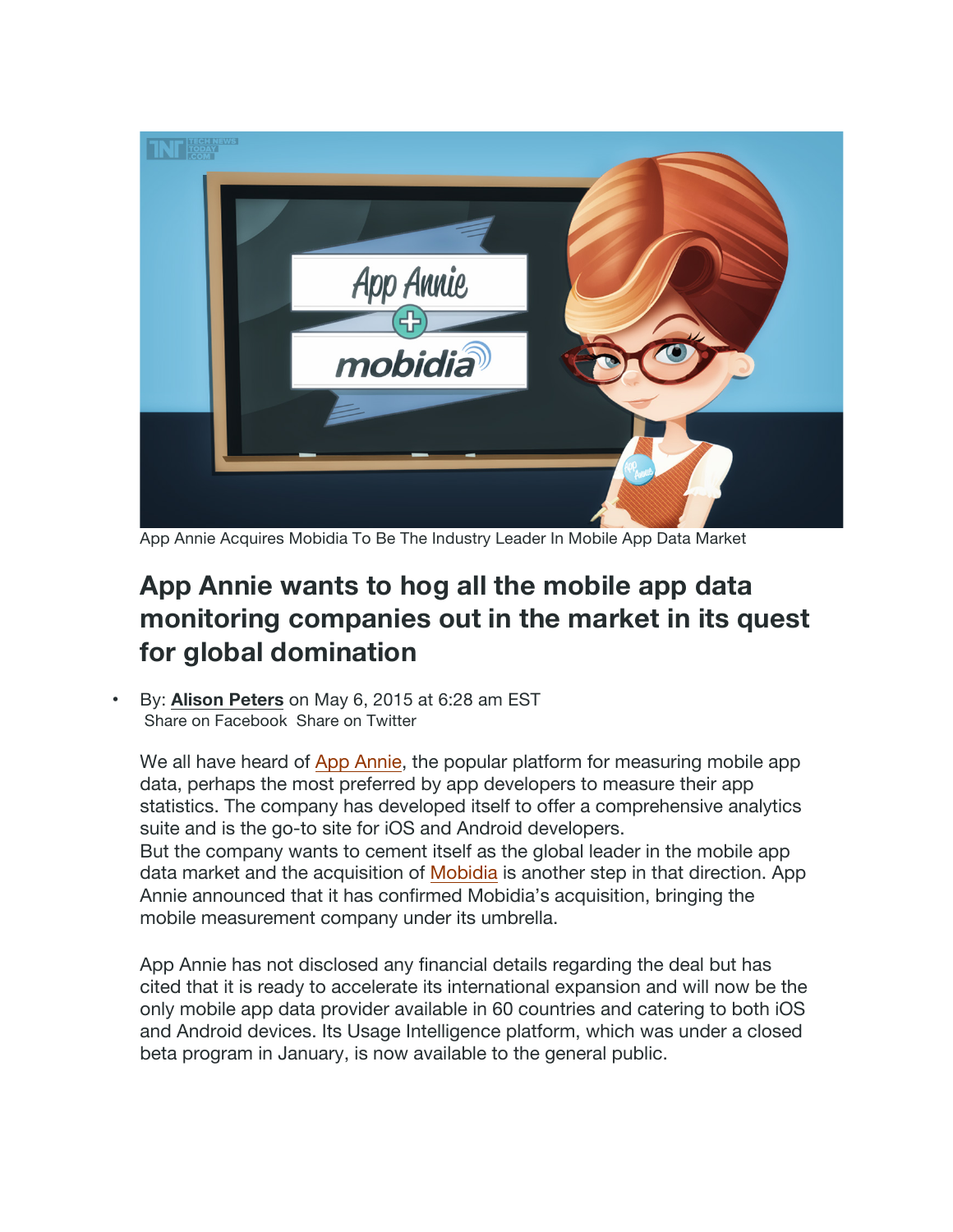App Annie Acquires Mobidia To Be The Industry Leader In Mobile App Data Market

# App Annie wants to hog all the mobile app data monitoring companies out in the market in its quest for global domination

- By: **Alison Peters** on May 6, 2015 at 6:28 am EST
  Share on Facebook  Share on Twitter

We all have heard of App Annie, the popular platform for measuring mobile app data, perhaps the most preferred by app developers to measure their app statistics. The company has developed itself to offer a comprehensive analytics suite and is the go-to site for iOS and Android developers.
But the company wants to cement itself as the global leader in the mobile app data market and the acquisition of Mobidia is another step in that direction. App Annie announced that it has confirmed Mobidia's acquisition, bringing the mobile measurement company under its umbrella.

App Annie has not disclosed any financial details regarding the deal but has cited that it is ready to accelerate its international expansion and will now be the only mobile app data provider available in 60 countries and catering to both iOS and Android devices. Its Usage Intelligence platform, which was under a closed beta program in January, is now available to the general public.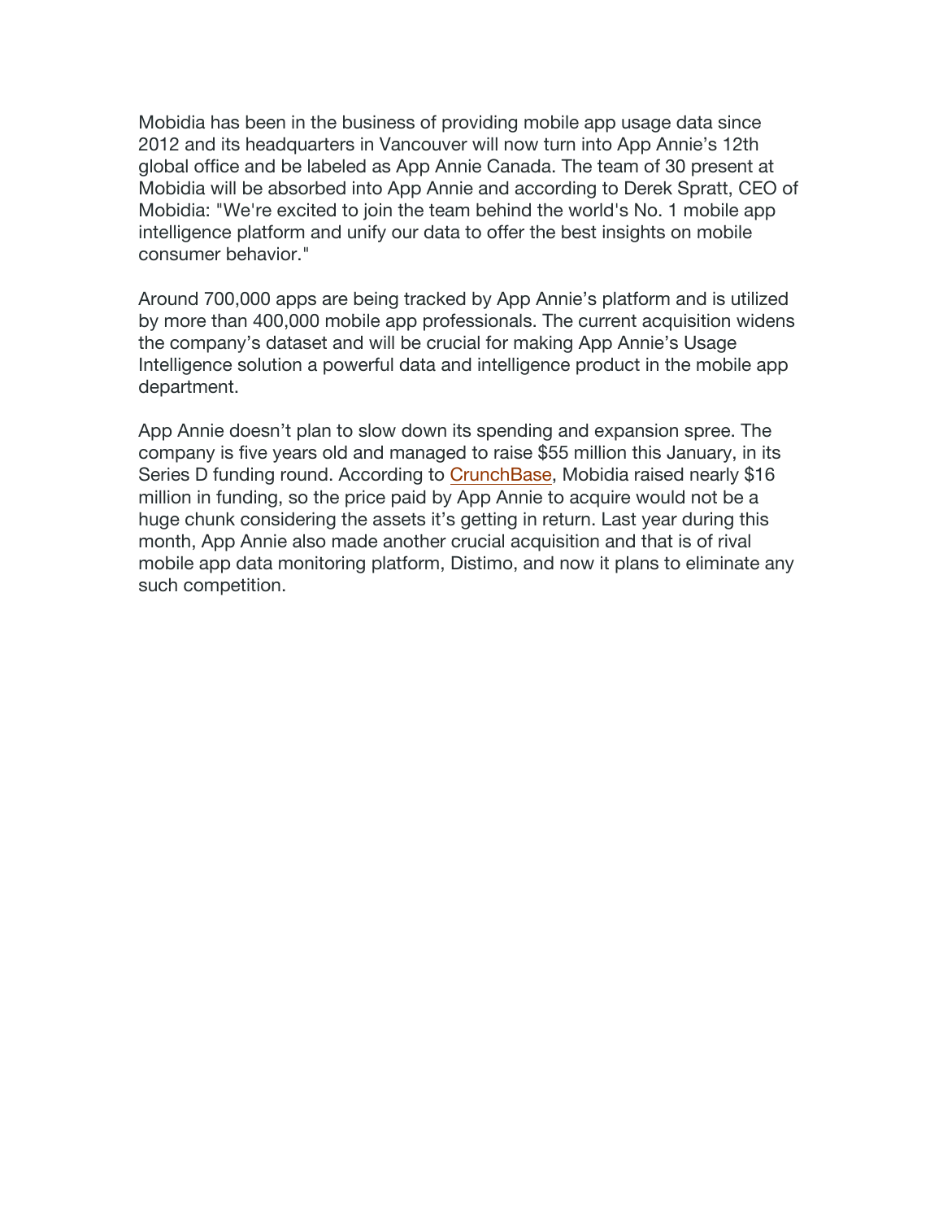Mobidia has been in the business of providing mobile app usage data since 2012 and its headquarters in Vancouver will now turn into App Annie's 12th global office and be labeled as App Annie Canada. The team of 30 present at Mobidia will be absorbed into App Annie and according to Derek Spratt, CEO of Mobidia: "We're excited to join the team behind the world's No. 1 mobile app intelligence platform and unify our data to offer the best insights on mobile consumer behavior."

Around 700,000 apps are being tracked by App Annie's platform and is utilized by more than 400,000 mobile app professionals. The current acquisition widens the company's dataset and will be crucial for making App Annie's Usage Intelligence solution a powerful data and intelligence product in the mobile app department.

App Annie doesn't plan to slow down its spending and expansion spree. The company is five years old and managed to raise $55 million this January, in its Series D funding round. According to CrunchBase, Mobidia raised nearly $16 million in funding, so the price paid by App Annie to acquire would not be a huge chunk considering the assets it's getting in return. Last year during this month, App Annie also made another crucial acquisition and that is of rival mobile app data monitoring platform, Distimo, and now it plans to eliminate any such competition.